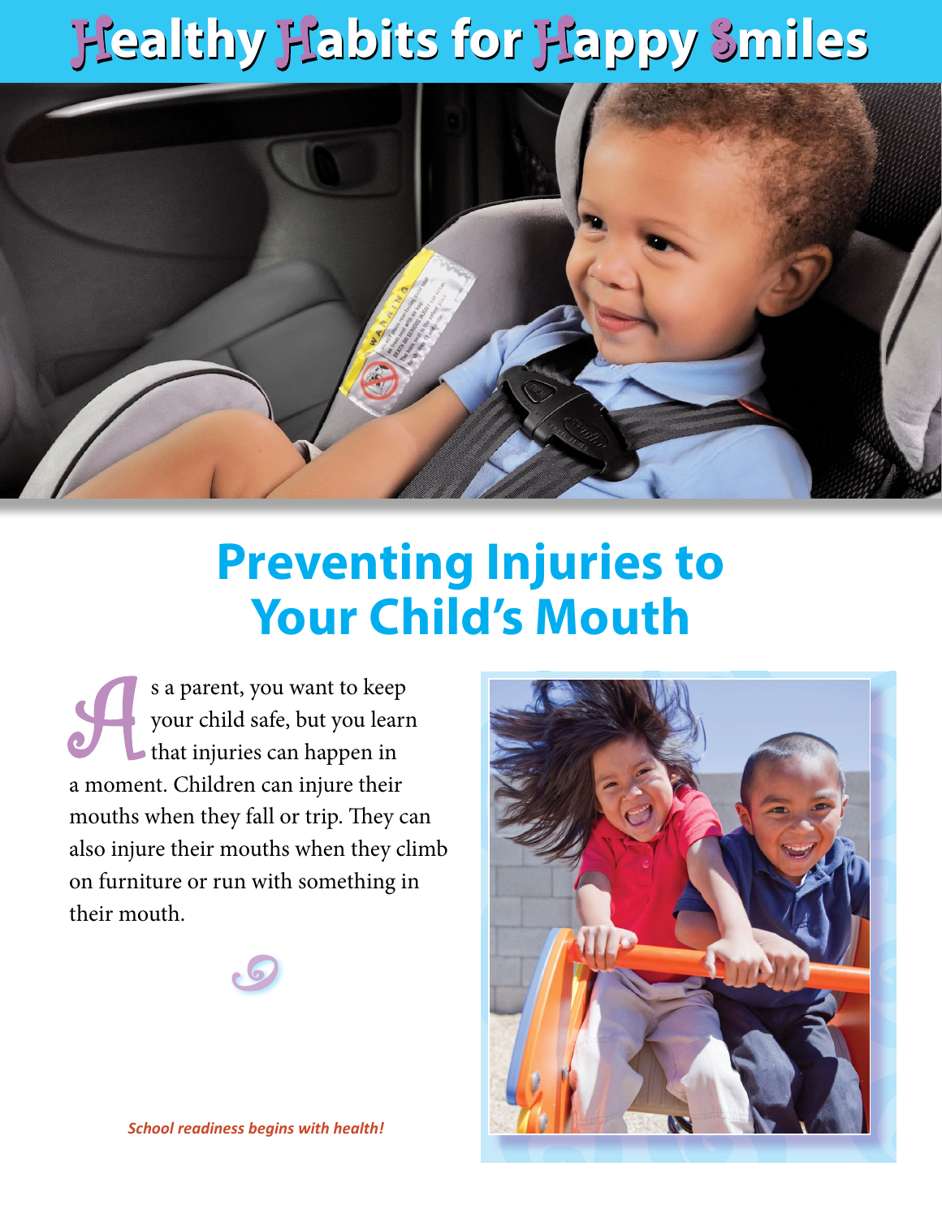# Healthy Habits for Happy Smiles

## Preventing Injuries to Your Child's Mouth

As a parent, you want to keep your child safe, but you learn that injuries can happen in a moment. Children can injure their mouths when they fall or trip. They can also injure their mouths when they climb on furniture or run with something in their mouth.

*School readiness begins with health!*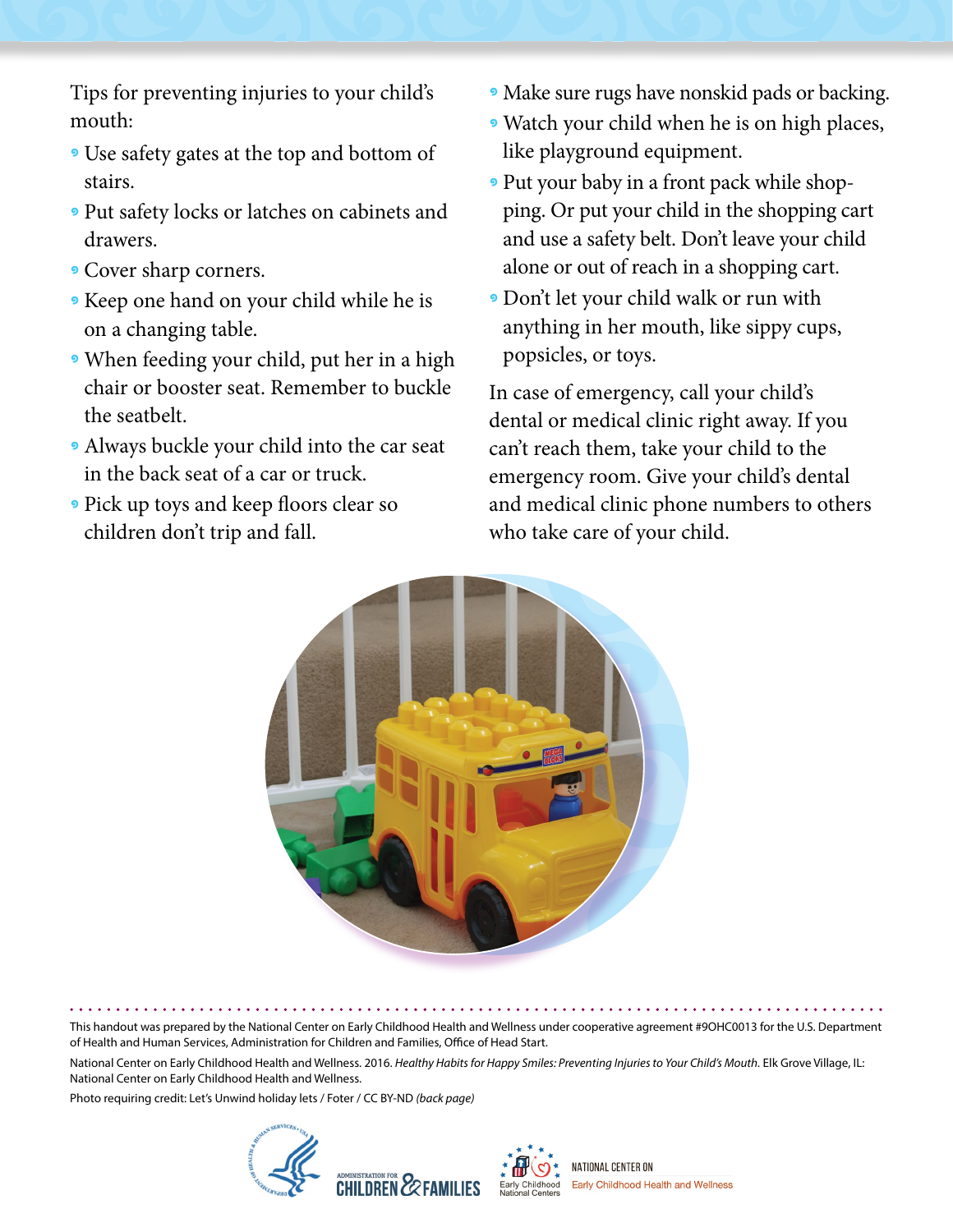Tips for preventing injuries to your child's mouth:

- Use safety gates at the top and bottom of stairs.
- Put safety locks or latches on cabinets and drawers.
- Cover sharp corners.
- Keep one hand on your child while he is on a changing table.
- When feeding your child, put her in a high chair or booster seat. Remember to buckle the seatbelt.
- Always buckle your child into the car seat in the back seat of a car or truck.
- Pick up toys and keep floors clear so children don't trip and fall.
- Make sure rugs have nonskid pads or backing.
- Watch your child when he is on high places, like playground equipment.
- Put your baby in a front pack while shopping. Or put your child in the shopping cart and use a safety belt. Don't leave your child alone or out of reach in a shopping cart.
- Don't let your child walk or run with anything in her mouth, like sippy cups, popsicles, or toys.

In case of emergency, call your child's dental or medical clinic right away. If you can't reach them, take your child to the emergency room. Give your child's dental and medical clinic phone numbers to others who take care of your child.

This handout was prepared by the National Center on Early Childhood Health and Wellness under cooperative agreement #9OHC0013 for the U.S. Department of Health and Human Services, Administration for Children and Families, Office of Head Start.

National Center on Early Childhood Health and Wellness. 2016. *Healthy Habits for Happy Smiles: Preventing Injuries to Your Child's Mouth.* Elk Grove Village, IL: National Center on Early Childhood Health and Wellness.

Photo requiring credit: Let's Unwind holiday lets / Foter / CC BY-ND *(back page)*

ADMINISTRATION FOR CHILDREN & FAMILIES

Early Childhood National Centers

NATIONAL CENTER ON Early Childhood Health and Wellness